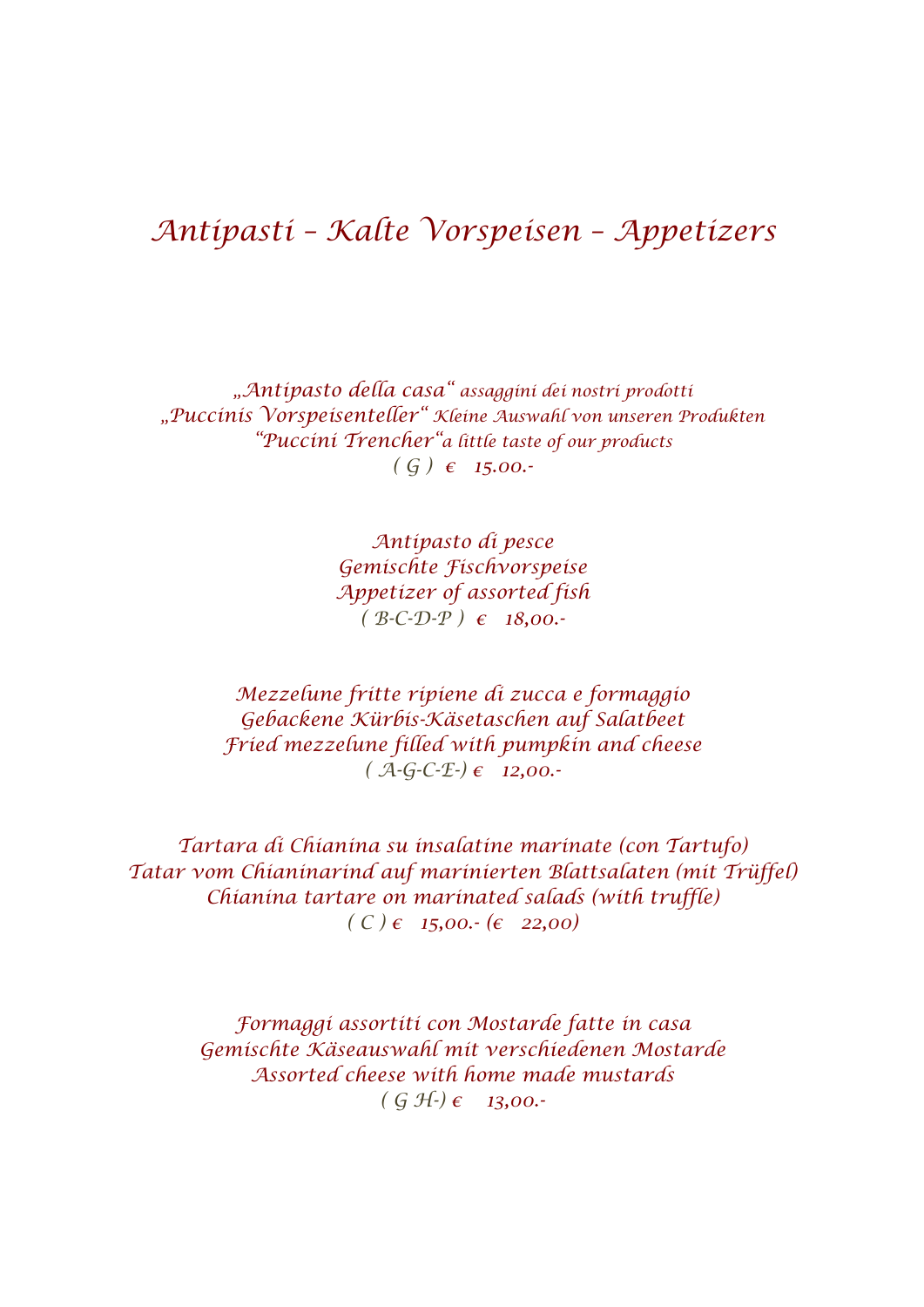# Antipasti – Kalte Vorspeisen – Appetizers

„Antipasto della casa" assaggini dei nostri prodotti
„Puccinis Vorspeisenteller" Kleine Auswahl von unseren Produkten
"Puccini Trencher"a little taste of our products
( G ) € 15.00.-

Antipasto di pesce
Gemischte Fischvorspeise
Appetizer of assorted fish
( B-C-D-P ) € 18,00.-

Mezzelune fritte ripiene di zucca e formaggio
Gebackene Kürbis-Käsetaschen auf Salatbeet
Fried mezzelune filled with pumpkin and cheese
( A-G-C-E-) € 12,00.-

Tartara di Chianina su insalatine marinate (con Tartufo)
Tatar vom Chianinarind auf marinierten Blattsalaten (mit Trüffel)
Chianina tartare on marinated salads (with truffle)
( C ) € 15,00.- (€ 22,00)

Formaggi assortiti con Mostarde fatte in casa
Gemischte Käseauswahl mit verschiedenen Mostarde
Assorted cheese with home made mustards
( G H-) € 13,00.-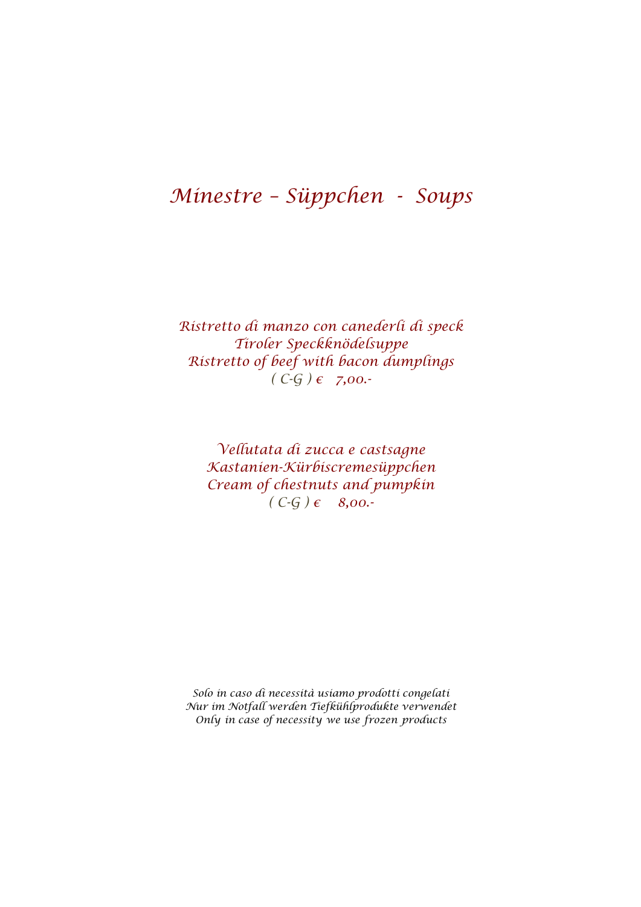# Minestre – Süppchen - Soups

Ristretto di manzo con canederli di speck
Tiroler Speckknödelsuppe
Ristretto of beef with bacon dumplings
( C-G ) € 7,00.-

Vellutata di zucca e castsagne
Kastanien-Kürbiscremesüppchen
Cream of chestnuts and pumpkin
( C-G ) € 8,00.-

*Solo in caso di necessità usiamo prodotti congelati*
*Nur im Notfall werden Tiefkühlprodukte verwendet*
*Only in case of necessity we use frozen products*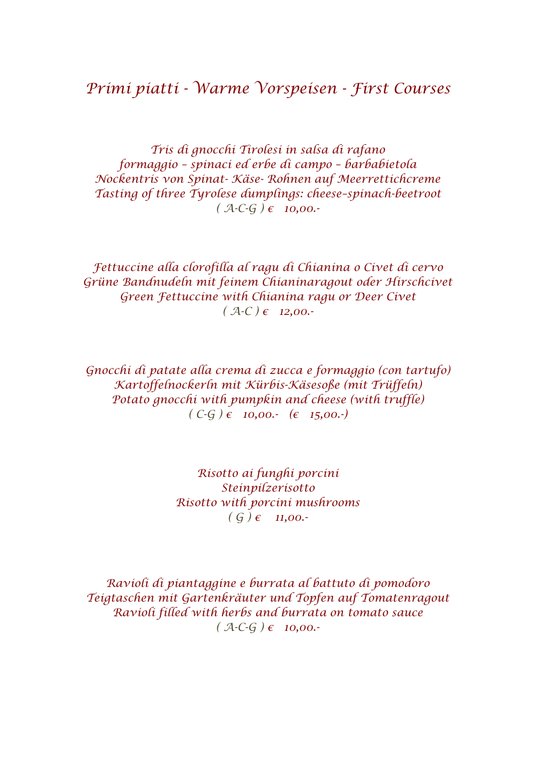# Primi piatti - Warme Vorspeisen - First Courses

Tris di gnocchi Tirolesi in salsa di rafano
formaggio – spinaci ed erbe di campo – barbabietola
Nockentris von Spinat- Käse- Rohnen auf Meerrettichcreme
Tasting of three Tyrolese dumplings: cheese–spinach-beetroot
( A-C-G ) € 10,00.-

Fettuccine alla clorofilla al ragu di Chianina o Civet di cervo
Grüne Bandnudeln mit feinem Chianinaragout oder Hirschcivet
Green Fettuccine with Chianina ragu or Deer Civet
( A-C ) € 12,00.-

Gnocchi di patate alla crema di zucca e formaggio (con tartufo)
Kartoffelnockerln mit Kürbis-Käsesoße (mit Trüffeln)
Potato gnocchi with pumpkin and cheese (with truffle)
( C-G ) € 10,00.- (€ 15,00.-)

Risotto ai funghi porcini
Steinpilzerisotto
Risotto with porcini mushrooms
( G ) € 11,00.-

Ravioli di piantaggine e burrata al battuto di pomodoro
Teigtaschen mit Gartenkräuter und Topfen auf Tomatenragout
Ravioli filled with herbs and burrata on tomato sauce
( A-C-G ) € 10,00.-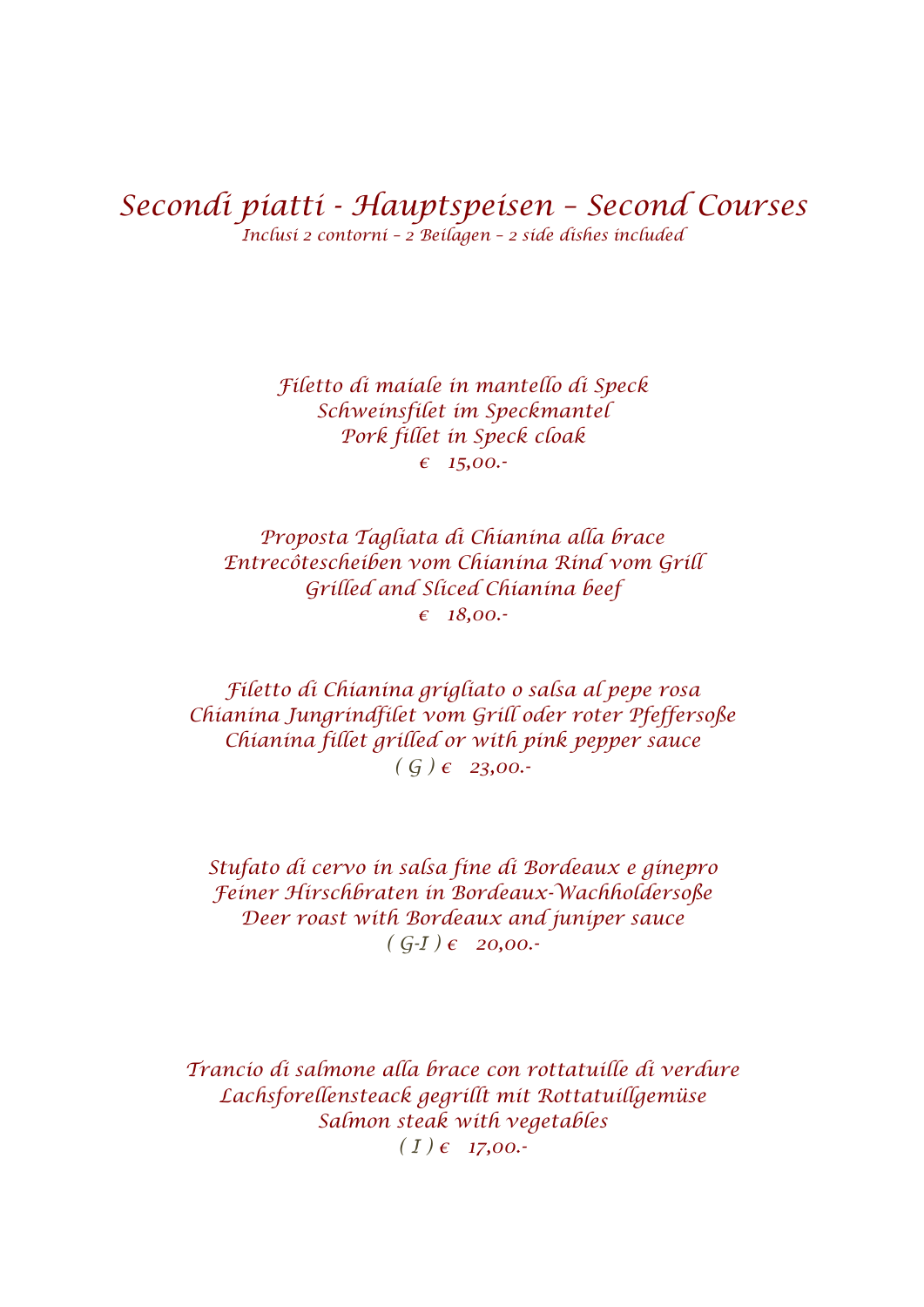# Secondi piatti - Hauptspeisen – Second Courses

*Inclusi 2 contorni – 2 Beilagen – 2 side dishes included*

Filetto di maiale in mantello di Speck
Schweinsfilet im Speckmantel
Pork fillet in Speck cloak
€ 15,00.-

Proposta Tagliata di Chianina alla brace
Entrecôtescheiben vom Chianina Rind vom Grill
Grilled and Sliced Chianina beef
€ 18,00.-

Filetto di Chianina grigliato o salsa al pepe rosa
Chianina Jungrindfilet vom Grill oder roter Pfeffersoße
Chianina fillet grilled or with pink pepper sauce
( G ) € 23,00.-

Stufato di cervo in salsa fine di Bordeaux e ginepro
Feiner Hirschbraten in Bordeaux-Wachholdersoße
Deer roast with Bordeaux and juniper sauce
( G-I ) € 20,00.-

Trancio di salmone alla brace con rottatuille di verdure
Lachsforellensteack gegrillt mit Rottatuillgemüse
Salmon steak with vegetables
( I ) € 17,00.-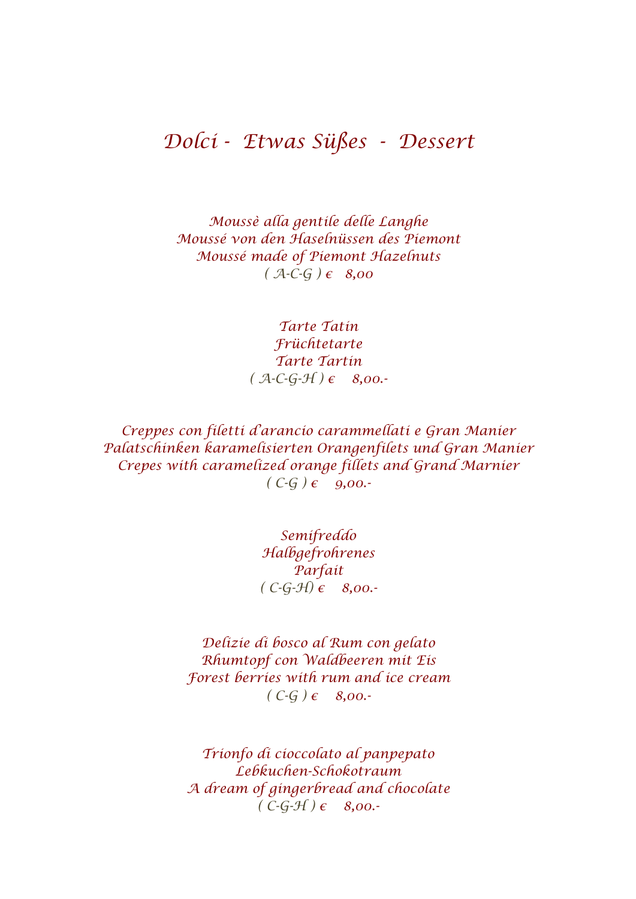# Dolci - Etwas Süßes - Dessert

*Moussè alla gentile delle Langhe*
*Moussé von den Haselnüssen des Piemont*
*Moussé made of Piemont Hazelnuts*
*( A-C-G ) € 8,00*

*Tarte Tatin*
*Früchtetarte*
*Tarte Tartin*
*( A-C-G-H ) € 8,00.-*

*Creppes con filetti d'arancio carammellati e Gran Manier*
*Palatschinken karamelisierten Orangenfilets und Gran Manier*
*Crepes with caramelized orange fillets and Grand Marnier*
*( C-G ) € 9,00.-*

*Semifreddo*
*Halbgefrohrenes*
*Parfait*
*( C-G-H) € 8,00.-*

*Delizie di bosco al Rum con gelato*
*Rhumtopf con Waldbeeren mit Eis*
*Forest berries with rum and ice cream*
*( C-G ) € 8,00.-*

*Trionfo di cioccolato al panpepato*
*Lebkuchen-Schokotraum*
*A dream of gingerbread and chocolate*
*( C-G-H ) € 8,00.-*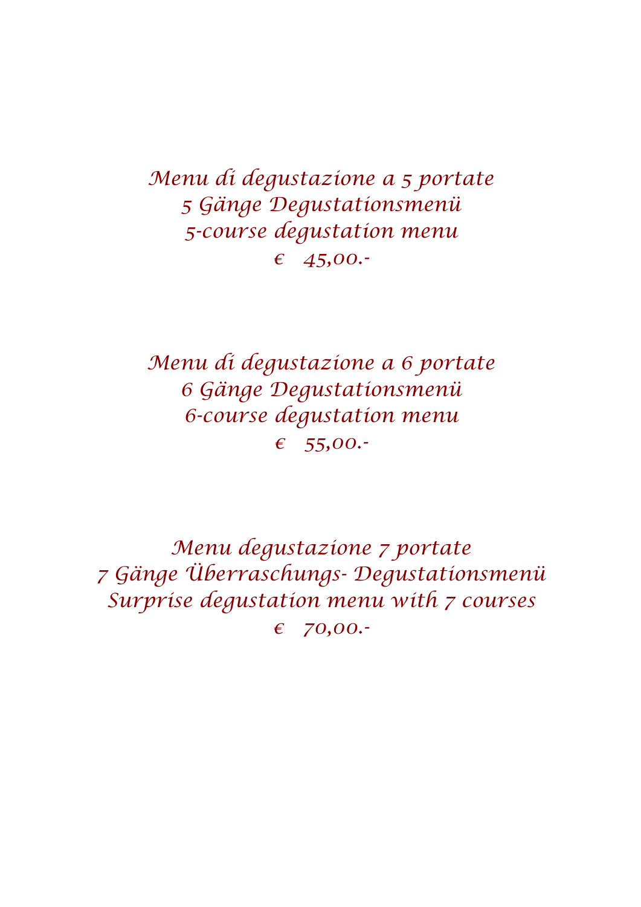*Menu di degustazione a 5 portate*
*5 Gänge Degustationsmenü*
*5-course degustation menu*
*€ 45,00.-*

*Menu di degustazione a 6 portate*
*6 Gänge Degustationsmenü*
*6-course degustation menu*
*€ 55,00.-*

*Menu degustazione 7 portate*
*7 Gänge Überraschungs- Degustationsmenü*
*Surprise degustation menu with 7 courses*
*€ 70,00.-*